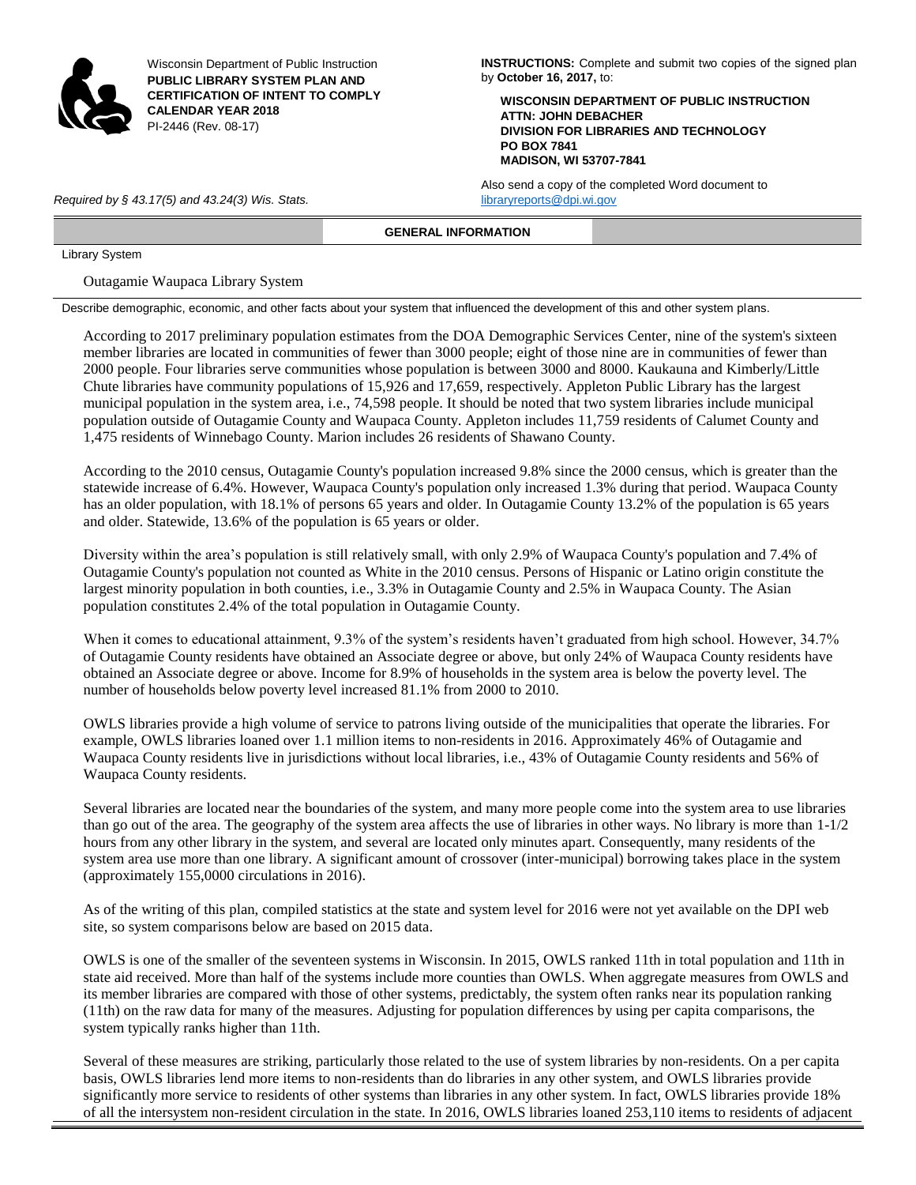Wisconsin Department of Public Instruction
**PUBLIC LIBRARY SYSTEM PLAN AND CERTIFICATION OF INTENT TO COMPLY CALENDAR YEAR 2018**
PI-2446 (Rev. 08-17)

*Required by § 43.17(5) and 43.24(3) Wis. Stats.*

**INSTRUCTIONS:** Complete and submit two copies of the signed plan by **October 16, 2017,** to:

**WISCONSIN DEPARTMENT OF PUBLIC INSTRUCTION**
**ATTN: JOHN DEBACHER**
**DIVISION FOR LIBRARIES AND TECHNOLOGY**
**PO BOX 7841**
**MADISON, WI 53707-7841**

Also send a copy of the completed Word document to libraryreports@dpi.wi.gov

## GENERAL INFORMATION

Library System

Outagamie Waupaca Library System

Describe demographic, economic, and other facts about your system that influenced the development of this and other system plans.

According to 2017 preliminary population estimates from the DOA Demographic Services Center, nine of the system's sixteen member libraries are located in communities of fewer than 3000 people; eight of those nine are in communities of fewer than 2000 people. Four libraries serve communities whose population is between 3000 and 8000. Kaukauna and Kimberly/Little Chute libraries have community populations of 15,926 and 17,659, respectively. Appleton Public Library has the largest municipal population in the system area, i.e., 74,598 people. It should be noted that two system libraries include municipal population outside of Outagamie County and Waupaca County. Appleton includes 11,759 residents of Calumet County and 1,475 residents of Winnebago County. Marion includes 26 residents of Shawano County.

According to the 2010 census, Outagamie County's population increased 9.8% since the 2000 census, which is greater than the statewide increase of 6.4%. However, Waupaca County's population only increased 1.3% during that period. Waupaca County has an older population, with 18.1% of persons 65 years and older. In Outagamie County 13.2% of the population is 65 years and older. Statewide, 13.6% of the population is 65 years or older.

Diversity within the area's population is still relatively small, with only 2.9% of Waupaca County's population and 7.4% of Outagamie County's population not counted as White in the 2010 census. Persons of Hispanic or Latino origin constitute the largest minority population in both counties, i.e., 3.3% in Outagamie County and 2.5% in Waupaca County. The Asian population constitutes 2.4% of the total population in Outagamie County.

When it comes to educational attainment, 9.3% of the system's residents haven't graduated from high school. However, 34.7% of Outagamie County residents have obtained an Associate degree or above, but only 24% of Waupaca County residents have obtained an Associate degree or above. Income for 8.9% of households in the system area is below the poverty level. The number of households below poverty level increased 81.1% from 2000 to 2010.

OWLS libraries provide a high volume of service to patrons living outside of the municipalities that operate the libraries. For example, OWLS libraries loaned over 1.1 million items to non-residents in 2016. Approximately 46% of Outagamie and Waupaca County residents live in jurisdictions without local libraries, i.e., 43% of Outagamie County residents and 56% of Waupaca County residents.

Several libraries are located near the boundaries of the system, and many more people come into the system area to use libraries than go out of the area. The geography of the system area affects the use of libraries in other ways. No library is more than 1-1/2 hours from any other library in the system, and several are located only minutes apart. Consequently, many residents of the system area use more than one library. A significant amount of crossover (inter-municipal) borrowing takes place in the system (approximately 155,0000 circulations in 2016).

As of the writing of this plan, compiled statistics at the state and system level for 2016 were not yet available on the DPI web site, so system comparisons below are based on 2015 data.

OWLS is one of the smaller of the seventeen systems in Wisconsin. In 2015, OWLS ranked 11th in total population and 11th in state aid received. More than half of the systems include more counties than OWLS. When aggregate measures from OWLS and its member libraries are compared with those of other systems, predictably, the system often ranks near its population ranking (11th) on the raw data for many of the measures. Adjusting for population differences by using per capita comparisons, the system typically ranks higher than 11th.

Several of these measures are striking, particularly those related to the use of system libraries by non-residents. On a per capita basis, OWLS libraries lend more items to non-residents than do libraries in any other system, and OWLS libraries provide significantly more service to residents of other systems than libraries in any other system. In fact, OWLS libraries provide 18% of all the intersystem non-resident circulation in the state. In 2016, OWLS libraries loaned 253,110 items to residents of adjacent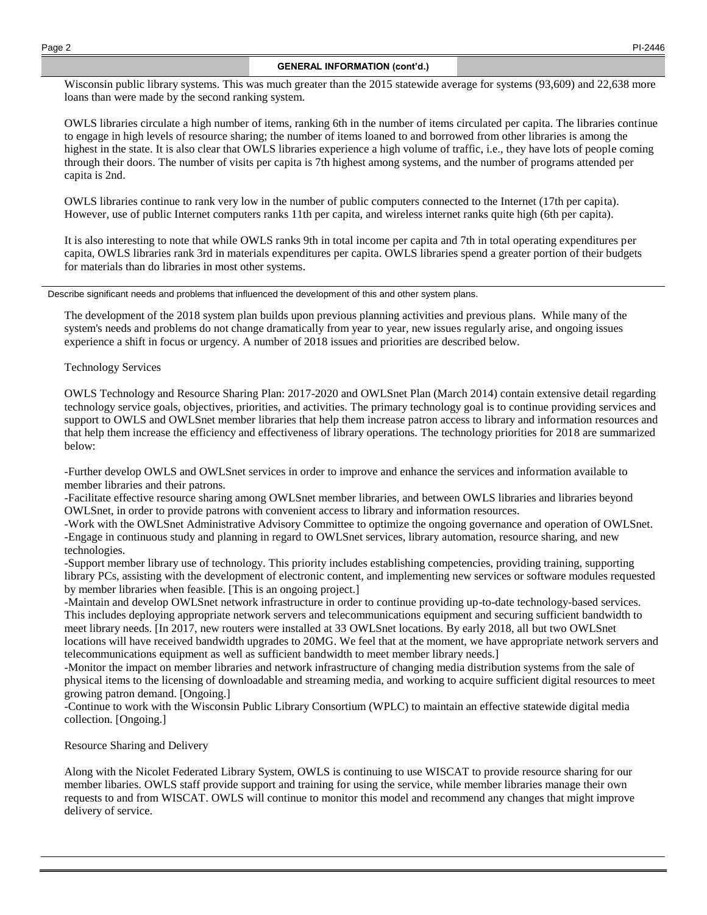## GENERAL INFORMATION (cont'd.)

Wisconsin public library systems. This was much greater than the 2015 statewide average for systems (93,609) and 22,638 more loans than were made by the second ranking system.

OWLS libraries circulate a high number of items, ranking 6th in the number of items circulated per capita. The libraries continue to engage in high levels of resource sharing; the number of items loaned to and borrowed from other libraries is among the highest in the state. It is also clear that OWLS libraries experience a high volume of traffic, i.e., they have lots of people coming through their doors. The number of visits per capita is 7th highest among systems, and the number of programs attended per capita is 2nd.

OWLS libraries continue to rank very low in the number of public computers connected to the Internet (17th per capita). However, use of public Internet computers ranks 11th per capita, and wireless internet ranks quite high (6th per capita).

It is also interesting to note that while OWLS ranks 9th in total income per capita and 7th in total operating expenditures per capita, OWLS libraries rank 3rd in materials expenditures per capita. OWLS libraries spend a greater portion of their budgets for materials than do libraries in most other systems.

Describe significant needs and problems that influenced the development of this and other system plans.

The development of the 2018 system plan builds upon previous planning activities and previous plans. While many of the system's needs and problems do not change dramatically from year to year, new issues regularly arise, and ongoing issues experience a shift in focus or urgency. A number of 2018 issues and priorities are described below.

Technology Services

OWLS Technology and Resource Sharing Plan: 2017-2020 and OWLSnet Plan (March 2014) contain extensive detail regarding technology service goals, objectives, priorities, and activities. The primary technology goal is to continue providing services and support to OWLS and OWLSnet member libraries that help them increase patron access to library and information resources and that help them increase the efficiency and effectiveness of library operations. The technology priorities for 2018 are summarized below:

-Further develop OWLS and OWLSnet services in order to improve and enhance the services and information available to member libraries and their patrons.
-Facilitate effective resource sharing among OWLSnet member libraries, and between OWLS libraries and libraries beyond OWLSnet, in order to provide patrons with convenient access to library and information resources.
-Work with the OWLSnet Administrative Advisory Committee to optimize the ongoing governance and operation of OWLSnet.
-Engage in continuous study and planning in regard to OWLSnet services, library automation, resource sharing, and new technologies.
-Support member library use of technology. This priority includes establishing competencies, providing training, supporting library PCs, assisting with the development of electronic content, and implementing new services or software modules requested by member libraries when feasible. [This is an ongoing project.]
-Maintain and develop OWLSnet network infrastructure in order to continue providing up-to-date technology-based services. This includes deploying appropriate network servers and telecommunications equipment and securing sufficient bandwidth to meet library needs. [In 2017, new routers were installed at 33 OWLSnet locations. By early 2018, all but two OWLSnet locations will have received bandwidth upgrades to 20MG. We feel that at the moment, we have appropriate network servers and telecommunications equipment as well as sufficient bandwidth to meet member library needs.]
-Monitor the impact on member libraries and network infrastructure of changing media distribution systems from the sale of physical items to the licensing of downloadable and streaming media, and working to acquire sufficient digital resources to meet growing patron demand. [Ongoing.]
-Continue to work with the Wisconsin Public Library Consortium (WPLC) to maintain an effective statewide digital media collection. [Ongoing.]

Resource Sharing and Delivery

Along with the Nicolet Federated Library System, OWLS is continuing to use WISCAT to provide resource sharing for our member libaries. OWLS staff provide support and training for using the service, while member libraries manage their own requests to and from WISCAT. OWLS will continue to monitor this model and recommend any changes that might improve delivery of service.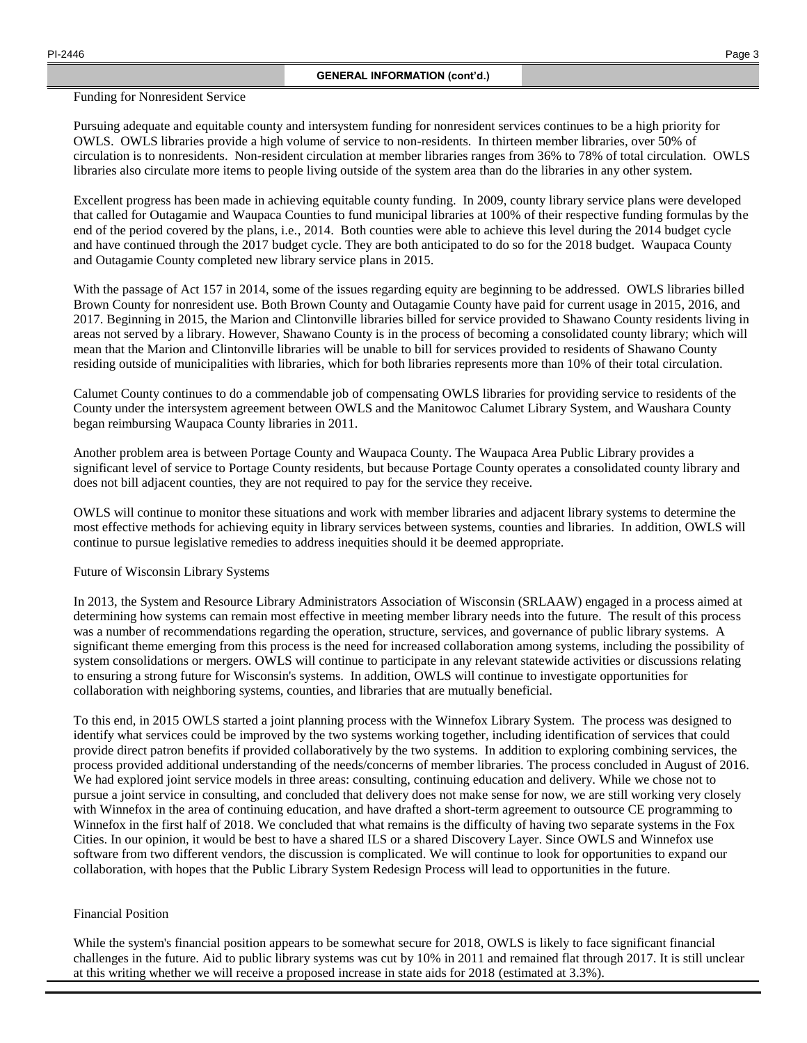## GENERAL INFORMATION (cont'd.)

### Funding for Nonresident Service

Pursuing adequate and equitable county and intersystem funding for nonresident services continues to be a high priority for OWLS. OWLS libraries provide a high volume of service to non-residents. In thirteen member libraries, over 50% of circulation is to nonresidents. Non-resident circulation at member libraries ranges from 36% to 78% of total circulation. OWLS libraries also circulate more items to people living outside of the system area than do the libraries in any other system.

Excellent progress has been made in achieving equitable county funding. In 2009, county library service plans were developed that called for Outagamie and Waupaca Counties to fund municipal libraries at 100% of their respective funding formulas by the end of the period covered by the plans, i.e., 2014. Both counties were able to achieve this level during the 2014 budget cycle and have continued through the 2017 budget cycle. They are both anticipated to do so for the 2018 budget. Waupaca County and Outagamie County completed new library service plans in 2015.

With the passage of Act 157 in 2014, some of the issues regarding equity are beginning to be addressed. OWLS libraries billed Brown County for nonresident use. Both Brown County and Outagamie County have paid for current usage in 2015, 2016, and 2017. Beginning in 2015, the Marion and Clintonville libraries billed for service provided to Shawano County residents living in areas not served by a library. However, Shawano County is in the process of becoming a consolidated county library; which will mean that the Marion and Clintonville libraries will be unable to bill for services provided to residents of Shawano County residing outside of municipalities with libraries, which for both libraries represents more than 10% of their total circulation.

Calumet County continues to do a commendable job of compensating OWLS libraries for providing service to residents of the County under the intersystem agreement between OWLS and the Manitowoc Calumet Library System, and Waushara County began reimbursing Waupaca County libraries in 2011.

Another problem area is between Portage County and Waupaca County. The Waupaca Area Public Library provides a significant level of service to Portage County residents, but because Portage County operates a consolidated county library and does not bill adjacent counties, they are not required to pay for the service they receive.

OWLS will continue to monitor these situations and work with member libraries and adjacent library systems to determine the most effective methods for achieving equity in library services between systems, counties and libraries. In addition, OWLS will continue to pursue legislative remedies to address inequities should it be deemed appropriate.

### Future of Wisconsin Library Systems

In 2013, the System and Resource Library Administrators Association of Wisconsin (SRLAAW) engaged in a process aimed at determining how systems can remain most effective in meeting member library needs into the future. The result of this process was a number of recommendations regarding the operation, structure, services, and governance of public library systems. A significant theme emerging from this process is the need for increased collaboration among systems, including the possibility of system consolidations or mergers. OWLS will continue to participate in any relevant statewide activities or discussions relating to ensuring a strong future for Wisconsin's systems. In addition, OWLS will continue to investigate opportunities for collaboration with neighboring systems, counties, and libraries that are mutually beneficial.

To this end, in 2015 OWLS started a joint planning process with the Winnefox Library System. The process was designed to identify what services could be improved by the two systems working together, including identification of services that could provide direct patron benefits if provided collaboratively by the two systems. In addition to exploring combining services, the process provided additional understanding of the needs/concerns of member libraries. The process concluded in August of 2016. We had explored joint service models in three areas: consulting, continuing education and delivery. While we chose not to pursue a joint service in consulting, and concluded that delivery does not make sense for now, we are still working very closely with Winnefox in the area of continuing education, and have drafted a short-term agreement to outsource CE programming to Winnefox in the first half of 2018. We concluded that what remains is the difficulty of having two separate systems in the Fox Cities. In our opinion, it would be best to have a shared ILS or a shared Discovery Layer. Since OWLS and Winnefox use software from two different vendors, the discussion is complicated. We will continue to look for opportunities to expand our collaboration, with hopes that the Public Library System Redesign Process will lead to opportunities in the future.

### Financial Position

While the system's financial position appears to be somewhat secure for 2018, OWLS is likely to face significant financial challenges in the future. Aid to public library systems was cut by 10% in 2011 and remained flat through 2017. It is still unclear at this writing whether we will receive a proposed increase in state aids for 2018 (estimated at 3.3%).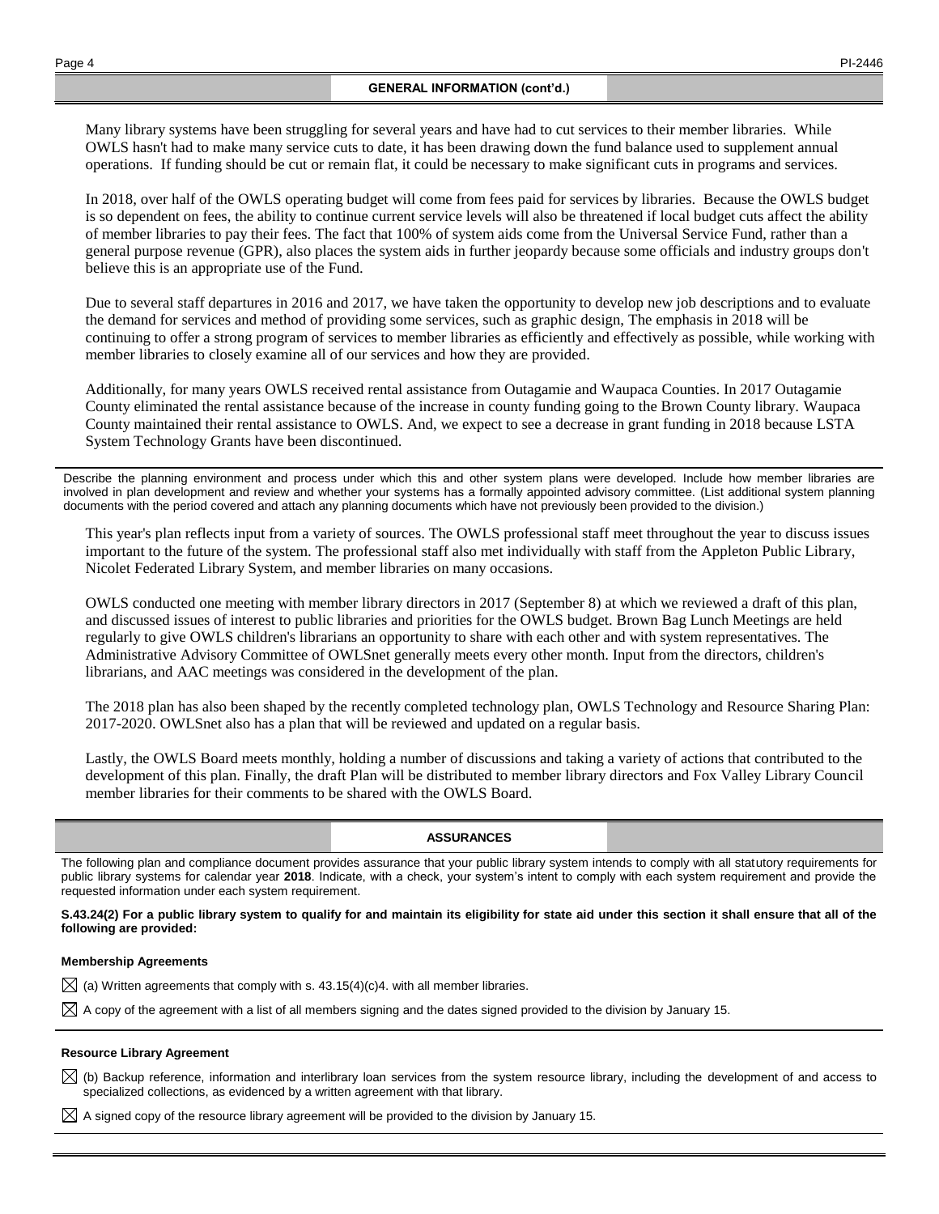## GENERAL INFORMATION (cont'd.)

Many library systems have been struggling for several years and have had to cut services to their member libraries. While OWLS hasn't had to make many service cuts to date, it has been drawing down the fund balance used to supplement annual operations. If funding should be cut or remain flat, it could be necessary to make significant cuts in programs and services.

In 2018, over half of the OWLS operating budget will come from fees paid for services by libraries. Because the OWLS budget is so dependent on fees, the ability to continue current service levels will also be threatened if local budget cuts affect the ability of member libraries to pay their fees. The fact that 100% of system aids come from the Universal Service Fund, rather than a general purpose revenue (GPR), also places the system aids in further jeopardy because some officials and industry groups don't believe this is an appropriate use of the Fund.

Due to several staff departures in 2016 and 2017, we have taken the opportunity to develop new job descriptions and to evaluate the demand for services and method of providing some services, such as graphic design, The emphasis in 2018 will be continuing to offer a strong program of services to member libraries as efficiently and effectively as possible, while working with member libraries to closely examine all of our services and how they are provided.

Additionally, for many years OWLS received rental assistance from Outagamie and Waupaca Counties. In 2017 Outagamie County eliminated the rental assistance because of the increase in county funding going to the Brown County library. Waupaca County maintained their rental assistance to OWLS. And, we expect to see a decrease in grant funding in 2018 because LSTA System Technology Grants have been discontinued.

Describe the planning environment and process under which this and other system plans were developed. Include how member libraries are involved in plan development and review and whether your systems has a formally appointed advisory committee. (List additional system planning documents with the period covered and attach any planning documents which have not previously been provided to the division.)

This year's plan reflects input from a variety of sources. The OWLS professional staff meet throughout the year to discuss issues important to the future of the system. The professional staff also met individually with staff from the Appleton Public Library, Nicolet Federated Library System, and member libraries on many occasions.

OWLS conducted one meeting with member library directors in 2017 (September 8) at which we reviewed a draft of this plan, and discussed issues of interest to public libraries and priorities for the OWLS budget. Brown Bag Lunch Meetings are held regularly to give OWLS children's librarians an opportunity to share with each other and with system representatives. The Administrative Advisory Committee of OWLSnet generally meets every other month. Input from the directors, children's librarians, and AAC meetings was considered in the development of the plan.

The 2018 plan has also been shaped by the recently completed technology plan, OWLS Technology and Resource Sharing Plan: 2017-2020. OWLSnet also has a plan that will be reviewed and updated on a regular basis.

Lastly, the OWLS Board meets monthly, holding a number of discussions and taking a variety of actions that contributed to the development of this plan. Finally, the draft Plan will be distributed to member library directors and Fox Valley Library Council member libraries for their comments to be shared with the OWLS Board.

## ASSURANCES

The following plan and compliance document provides assurance that your public library system intends to comply with all statutory requirements for public library systems for calendar year **2018**. Indicate, with a check, your system's intent to comply with each system requirement and provide the requested information under each system requirement.

**S.43.24(2) For a public library system to qualify for and maintain its eligibility for state aid under this section it shall ensure that all of the following are provided:**

**Membership Agreements**

☒ (a) Written agreements that comply with s. 43.15(4)(c)4. with all member libraries.

☒ A copy of the agreement with a list of all members signing and the dates signed provided to the division by January 15.

**Resource Library Agreement**

☒ (b) Backup reference, information and interlibrary loan services from the system resource library, including the development of and access to specialized collections, as evidenced by a written agreement with that library.

☒ A signed copy of the resource library agreement will be provided to the division by January 15.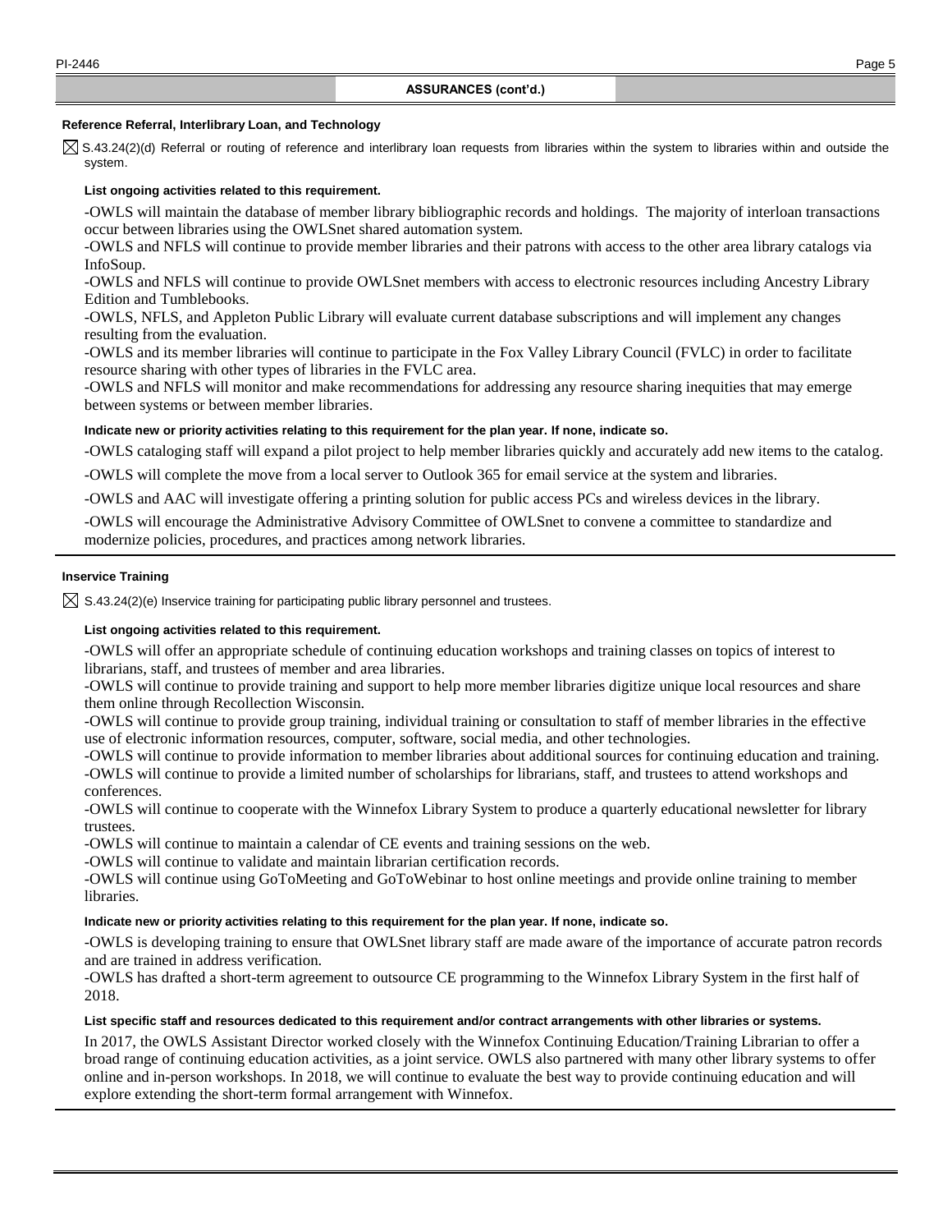## ASSURANCES (cont'd.)

### Reference Referral, Interlibrary Loan, and Technology

☒ S.43.24(2)(d) Referral or routing of reference and interlibrary loan requests from libraries within the system to libraries within and outside the system.

**List ongoing activities related to this requirement.**

-OWLS will maintain the database of member library bibliographic records and holdings. The majority of interloan transactions occur between libraries using the OWLSnet shared automation system.
-OWLS and NFLS will continue to provide member libraries and their patrons with access to the other area library catalogs via InfoSoup.
-OWLS and NFLS will continue to provide OWLSnet members with access to electronic resources including Ancestry Library Edition and Tumblebooks.
-OWLS, NFLS, and Appleton Public Library will evaluate current database subscriptions and will implement any changes resulting from the evaluation.
-OWLS and its member libraries will continue to participate in the Fox Valley Library Council (FVLC) in order to facilitate resource sharing with other types of libraries in the FVLC area.
-OWLS and NFLS will monitor and make recommendations for addressing any resource sharing inequities that may emerge between systems or between member libraries.

**Indicate new or priority activities relating to this requirement for the plan year. If none, indicate so.**

-OWLS cataloging staff will expand a pilot project to help member libraries quickly and accurately add new items to the catalog.

-OWLS will complete the move from a local server to Outlook 365 for email service at the system and libraries.

-OWLS and AAC will investigate offering a printing solution for public access PCs and wireless devices in the library.

-OWLS will encourage the Administrative Advisory Committee of OWLSnet to convene a committee to standardize and modernize policies, procedures, and practices among network libraries.

### Inservice Training

☒ S.43.24(2)(e) Inservice training for participating public library personnel and trustees.

**List ongoing activities related to this requirement.**

-OWLS will offer an appropriate schedule of continuing education workshops and training classes on topics of interest to librarians, staff, and trustees of member and area libraries.
-OWLS will continue to provide training and support to help more member libraries digitize unique local resources and share them online through Recollection Wisconsin.
-OWLS will continue to provide group training, individual training or consultation to staff of member libraries in the effective use of electronic information resources, computer, software, social media, and other technologies.
-OWLS will continue to provide information to member libraries about additional sources for continuing education and training.
-OWLS will continue to provide a limited number of scholarships for librarians, staff, and trustees to attend workshops and conferences.
-OWLS will continue to cooperate with the Winnefox Library System to produce a quarterly educational newsletter for library trustees.
-OWLS will continue to maintain a calendar of CE events and training sessions on the web.
-OWLS will continue to validate and maintain librarian certification records.
-OWLS will continue using GoToMeeting and GoToWebinar to host online meetings and provide online training to member libraries.

**Indicate new or priority activities relating to this requirement for the plan year. If none, indicate so.**

-OWLS is developing training to ensure that OWLSnet library staff are made aware of the importance of accurate patron records and are trained in address verification.
-OWLS has drafted a short-term agreement to outsource CE programming to the Winnefox Library System in the first half of 2018.

**List specific staff and resources dedicated to this requirement and/or contract arrangements with other libraries or systems.**

In 2017, the OWLS Assistant Director worked closely with the Winnefox Continuing Education/Training Librarian to offer a broad range of continuing education activities, as a joint service. OWLS also partnered with many other library systems to offer online and in-person workshops. In 2018, we will continue to evaluate the best way to provide continuing education and will explore extending the short-term formal arrangement with Winnefox.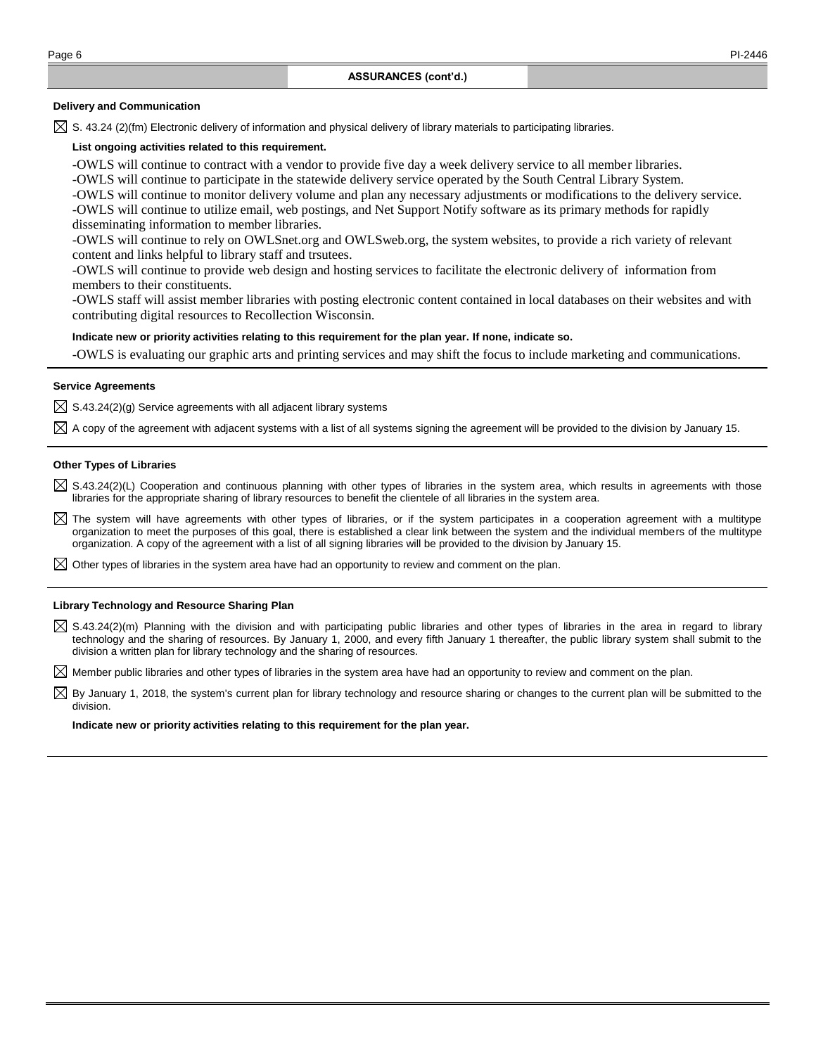## ASSURANCES (cont'd.)

### Delivery and Communication

☒ S. 43.24 (2)(fm) Electronic delivery of information and physical delivery of library materials to participating libraries.

**List ongoing activities related to this requirement.**

-OWLS will continue to contract with a vendor to provide five day a week delivery service to all member libraries.
-OWLS will continue to participate in the statewide delivery service operated by the South Central Library System.
-OWLS will continue to monitor delivery volume and plan any necessary adjustments or modifications to the delivery service.
-OWLS will continue to utilize email, web postings, and Net Support Notify software as its primary methods for rapidly disseminating information to member libraries.
-OWLS will continue to rely on OWLSnet.org and OWLSweb.org, the system websites, to provide a rich variety of relevant content and links helpful to library staff and trsutees.
-OWLS will continue to provide web design and hosting services to facilitate the electronic delivery of information from members to their constituents.
-OWLS staff will assist member libraries with posting electronic content contained in local databases on their websites and with contributing digital resources to Recollection Wisconsin.

**Indicate new or priority activities relating to this requirement for the plan year. If none, indicate so.**

-OWLS is evaluating our graphic arts and printing services and may shift the focus to include marketing and communications.

### Service Agreements

☒ S.43.24(2)(g) Service agreements with all adjacent library systems

☒ A copy of the agreement with adjacent systems with a list of all systems signing the agreement will be provided to the division by January 15.

### Other Types of Libraries

☒ S.43.24(2)(L) Cooperation and continuous planning with other types of libraries in the system area, which results in agreements with those libraries for the appropriate sharing of library resources to benefit the clientele of all libraries in the system area.

☒ The system will have agreements with other types of libraries, or if the system participates in a cooperation agreement with a multitype organization to meet the purposes of this goal, there is established a clear link between the system and the individual members of the multitype organization. A copy of the agreement with a list of all signing libraries will be provided to the division by January 15.

☒ Other types of libraries in the system area have had an opportunity to review and comment on the plan.

### Library Technology and Resource Sharing Plan

☒ S.43.24(2)(m) Planning with the division and with participating public libraries and other types of libraries in the area in regard to library technology and the sharing of resources. By January 1, 2000, and every fifth January 1 thereafter, the public library system shall submit to the division a written plan for library technology and the sharing of resources.

☒ Member public libraries and other types of libraries in the system area have had an opportunity to review and comment on the plan.

☒ By January 1, 2018, the system's current plan for library technology and resource sharing or changes to the current plan will be submitted to the division.

**Indicate new or priority activities relating to this requirement for the plan year.**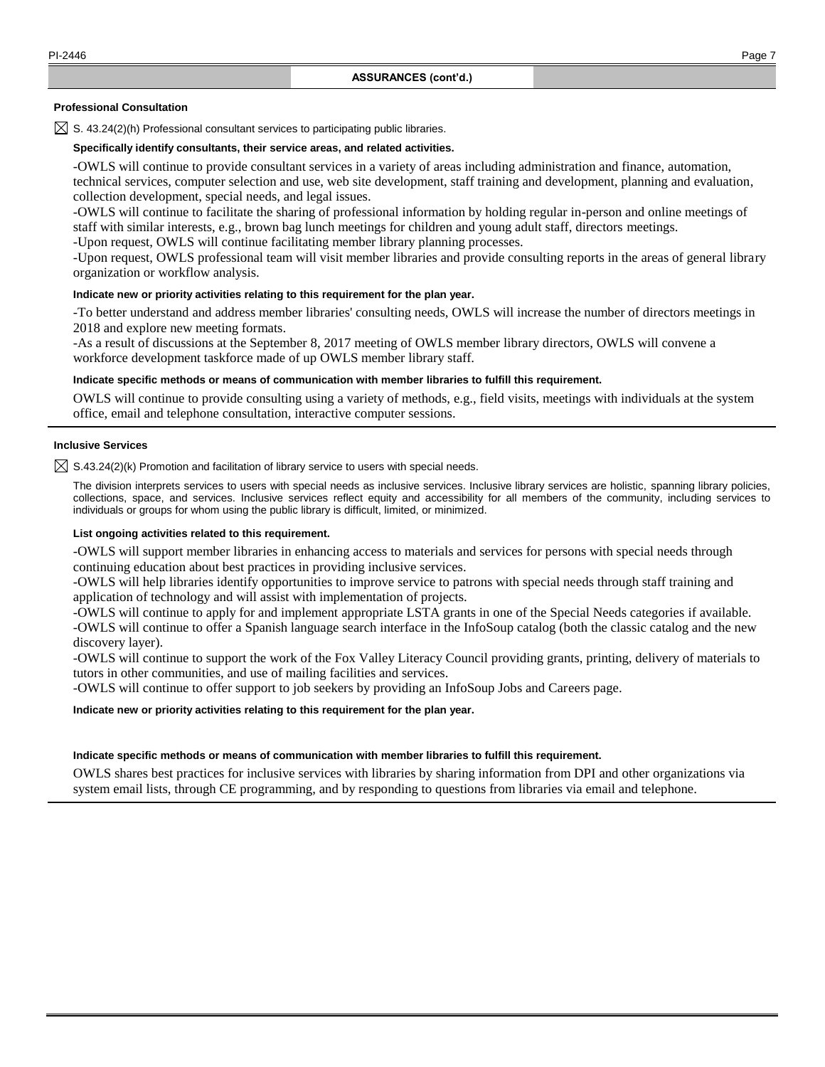## ASSURANCES (cont'd.)

### Professional Consultation

☒ S. 43.24(2)(h) Professional consultant services to participating public libraries.

**Specifically identify consultants, their service areas, and related activities.**

-OWLS will continue to provide consultant services in a variety of areas including administration and finance, automation, technical services, computer selection and use, web site development, staff training and development, planning and evaluation, collection development, special needs, and legal issues.
-OWLS will continue to facilitate the sharing of professional information by holding regular in-person and online meetings of staff with similar interests, e.g., brown bag lunch meetings for children and young adult staff, directors meetings.
-Upon request, OWLS will continue facilitating member library planning processes.
-Upon request, OWLS professional team will visit member libraries and provide consulting reports in the areas of general library organization or workflow analysis.

**Indicate new or priority activities relating to this requirement for the plan year.**

-To better understand and address member libraries' consulting needs, OWLS will increase the number of directors meetings in 2018 and explore new meeting formats.
-As a result of discussions at the September 8, 2017 meeting of OWLS member library directors, OWLS will convene a workforce development taskforce made of up OWLS member library staff.

**Indicate specific methods or means of communication with member libraries to fulfill this requirement.**

OWLS will continue to provide consulting using a variety of methods, e.g., field visits, meetings with individuals at the system office, email and telephone consultation, interactive computer sessions.

### Inclusive Services

☒ S.43.24(2)(k) Promotion and facilitation of library service to users with special needs.

The division interprets services to users with special needs as inclusive services. Inclusive library services are holistic, spanning library policies, collections, space, and services. Inclusive services reflect equity and accessibility for all members of the community, including services to individuals or groups for whom using the public library is difficult, limited, or minimized.

**List ongoing activities related to this requirement.**

-OWLS will support member libraries in enhancing access to materials and services for persons with special needs through continuing education about best practices in providing inclusive services.
-OWLS will help libraries identify opportunities to improve service to patrons with special needs through staff training and application of technology and will assist with implementation of projects.
-OWLS will continue to apply for and implement appropriate LSTA grants in one of the Special Needs categories if available.
-OWLS will continue to offer a Spanish language search interface in the InfoSoup catalog (both the classic catalog and the new discovery layer).
-OWLS will continue to support the work of the Fox Valley Literacy Council providing grants, printing, delivery of materials to tutors in other communities, and use of mailing facilities and services.
-OWLS will continue to offer support to job seekers by providing an InfoSoup Jobs and Careers page.

**Indicate new or priority activities relating to this requirement for the plan year.**

**Indicate specific methods or means of communication with member libraries to fulfill this requirement.**

OWLS shares best practices for inclusive services with libraries by sharing information from DPI and other organizations via system email lists, through CE programming, and by responding to questions from libraries via email and telephone.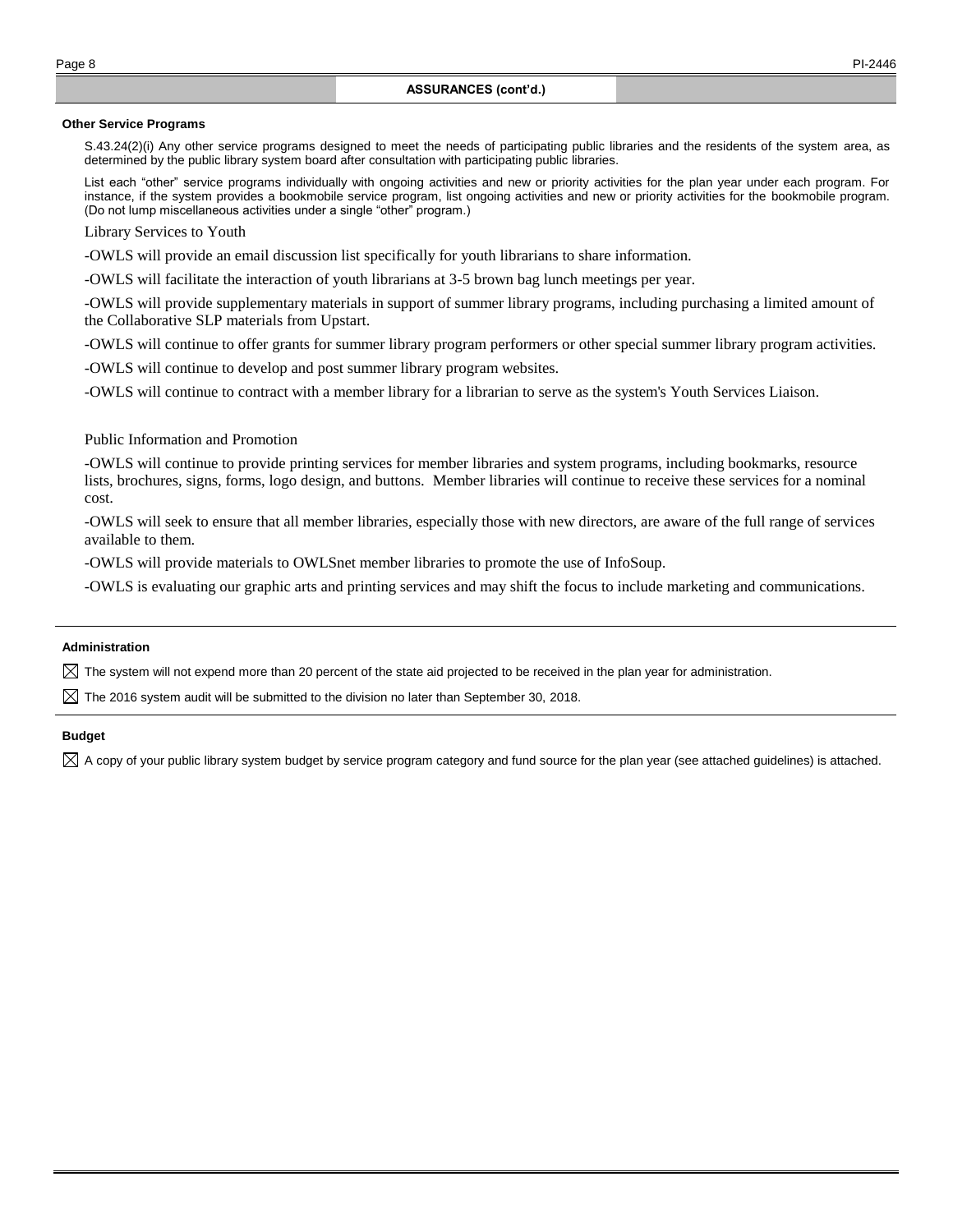## ASSURANCES (cont'd.)

### Other Service Programs

S.43.24(2)(i) Any other service programs designed to meet the needs of participating public libraries and the residents of the system area, as determined by the public library system board after consultation with participating public libraries.

List each "other" service programs individually with ongoing activities and new or priority activities for the plan year under each program. For instance, if the system provides a bookmobile service program, list ongoing activities and new or priority activities for the bookmobile program. (Do not lump miscellaneous activities under a single "other" program.)

Library Services to Youth

-OWLS will provide an email discussion list specifically for youth librarians to share information.

-OWLS will facilitate the interaction of youth librarians at 3-5 brown bag lunch meetings per year.

-OWLS will provide supplementary materials in support of summer library programs, including purchasing a limited amount of the Collaborative SLP materials from Upstart.

-OWLS will continue to offer grants for summer library program performers or other special summer library program activities.

-OWLS will continue to develop and post summer library program websites.

-OWLS will continue to contract with a member library for a librarian to serve as the system's Youth Services Liaison.

Public Information and Promotion

-OWLS will continue to provide printing services for member libraries and system programs, including bookmarks, resource lists, brochures, signs, forms, logo design, and buttons. Member libraries will continue to receive these services for a nominal cost.

-OWLS will seek to ensure that all member libraries, especially those with new directors, are aware of the full range of services available to them.

-OWLS will provide materials to OWLSnet member libraries to promote the use of InfoSoup.

-OWLS is evaluating our graphic arts and printing services and may shift the focus to include marketing and communications.

### Administration

☒ The system will not expend more than 20 percent of the state aid projected to be received in the plan year for administration.

☒ The 2016 system audit will be submitted to the division no later than September 30, 2018.

### Budget

☒ A copy of your public library system budget by service program category and fund source for the plan year (see attached guidelines) is attached.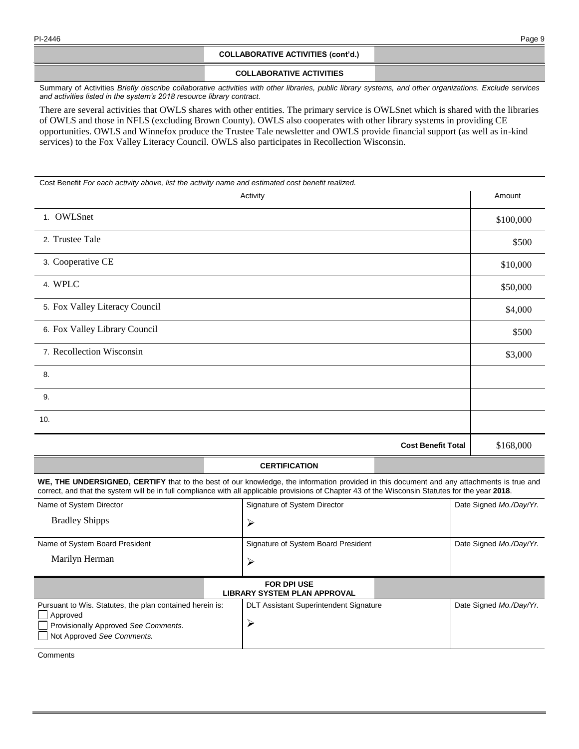## COLLABORATIVE ACTIVITIES (cont'd.)

## COLLABORATIVE ACTIVITIES

Summary of Activities *Briefly describe collaborative activities with other libraries, public library systems, and other organizations. Exclude services and activities listed in the system's 2018 resource library contract.*

There are several activities that OWLS shares with other entities. The primary service is OWLSnet which is shared with the libraries of OWLS and those in NFLS (excluding Brown County). OWLS also cooperates with other library systems in providing CE opportunities. OWLS and Winnefox produce the Trustee Tale newsletter and OWLS provide financial support (as well as in-kind services) to the Fox Valley Literacy Council. OWLS also participates in Recollection Wisconsin.

Cost Benefit *For each activity above, list the activity name and estimated cost benefit realized.*

| Activity | Amount |
|---|---|
| 1. OWLSnet | $100,000 |
| 2. Trustee Tale | $500 |
| 3. Cooperative CE | $10,000 |
| 4. WPLC | $50,000 |
| 5. Fox Valley Literacy Council | $4,000 |
| 6. Fox Valley Library Council | $500 |
| 7. Recollection Wisconsin | $3,000 |
| 8. | |
| 9. | |
| 10. | |
| **Cost Benefit Total** | $168,000 |

## CERTIFICATION

**WE, THE UNDERSIGNED, CERTIFY** that to the best of our knowledge, the information provided in this document and any attachments is true and correct, and that the system will be in full compliance with all applicable provisions of Chapter 43 of the Wisconsin Statutes for the year **2018**.

| Name of System Director | Signature of System Director | Date Signed *Mo./Day/Yr.* |
|---|---|---|
| Bradley Shipps | ➢ | |

| Name of System Board President | Signature of System Board President | Date Signed *Mo./Day/Yr.* |
|---|---|---|
| Marilyn Herman | ➢ | |

## FOR DPI USE
## LIBRARY SYSTEM PLAN APPROVAL

| Pursuant to Wis. Statutes, the plan contained herein is: | DLT Assistant Superintendent Signature | Date Signed *Mo./Day/Yr.* |
|---|---|---|
| ☐ Approved<br>☐ Provisionally Approved *See Comments.*<br>☐ Not Approved *See Comments.* | ➢ | |

Comments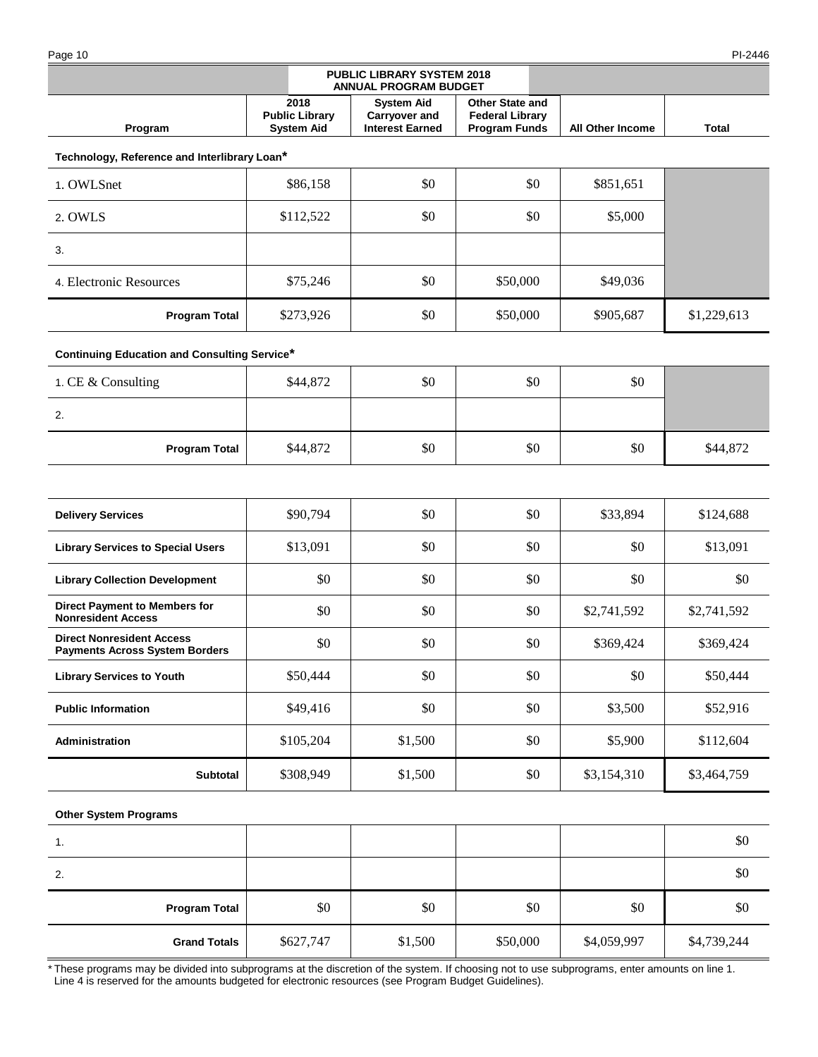## PUBLIC LIBRARY SYSTEM 2018 ANNUAL PROGRAM BUDGET

| Program | 2018 Public Library System Aid | System Aid Carryover and Interest Earned | Other State and Federal Library Program Funds | All Other Income | Total |
|---|---|---|---|---|---|
| **Technology, Reference and Interlibrary Loan*** | | | | | |
| 1. OWLSnet | $86,158 | $0 | $0 | $851,651 | |
| 2. OWLS | $112,522 | $0 | $0 | $5,000 | |
| 3. | | | | | |
| 4. Electronic Resources | $75,246 | $0 | $50,000 | $49,036 | |
| **Program Total** | $273,926 | $0 | $50,000 | $905,687 | $1,229,613 |
| **Continuing Education and Consulting Service*** | | | | | |
| 1. CE & Consulting | $44,872 | $0 | $0 | $0 | |
| 2. | | | | | |
| **Program Total** | $44,872 | $0 | $0 | $0 | $44,872 |
| | | | | | |
| **Delivery Services** | $90,794 | $0 | $0 | $33,894 | $124,688 |
| **Library Services to Special Users** | $13,091 | $0 | $0 | $0 | $13,091 |
| **Library Collection Development** | $0 | $0 | $0 | $0 | $0 |
| **Direct Payment to Members for Nonresident Access** | $0 | $0 | $0 | $2,741,592 | $2,741,592 |
| **Direct Nonresident Access Payments Across System Borders** | $0 | $0 | $0 | $369,424 | $369,424 |
| **Library Services to Youth** | $50,444 | $0 | $0 | $0 | $50,444 |
| **Public Information** | $49,416 | $0 | $0 | $3,500 | $52,916 |
| **Administration** | $105,204 | $1,500 | $0 | $5,900 | $112,604 |
| **Subtotal** | $308,949 | $1,500 | $0 | $3,154,310 | $3,464,759 |
| **Other System Programs** | | | | | |
| 1. | | | | | $0 |
| 2. | | | | | $0 |
| **Program Total** | $0 | $0 | $0 | $0 | $0 |
| **Grand Totals** | $627,747 | $1,500 | $50,000 | $4,059,997 | $4,739,244 |

* These programs may be divided into subprograms at the discretion of the system. If choosing not to use subprograms, enter amounts on line 1. Line 4 is reserved for the amounts budgeted for electronic resources (see Program Budget Guidelines).